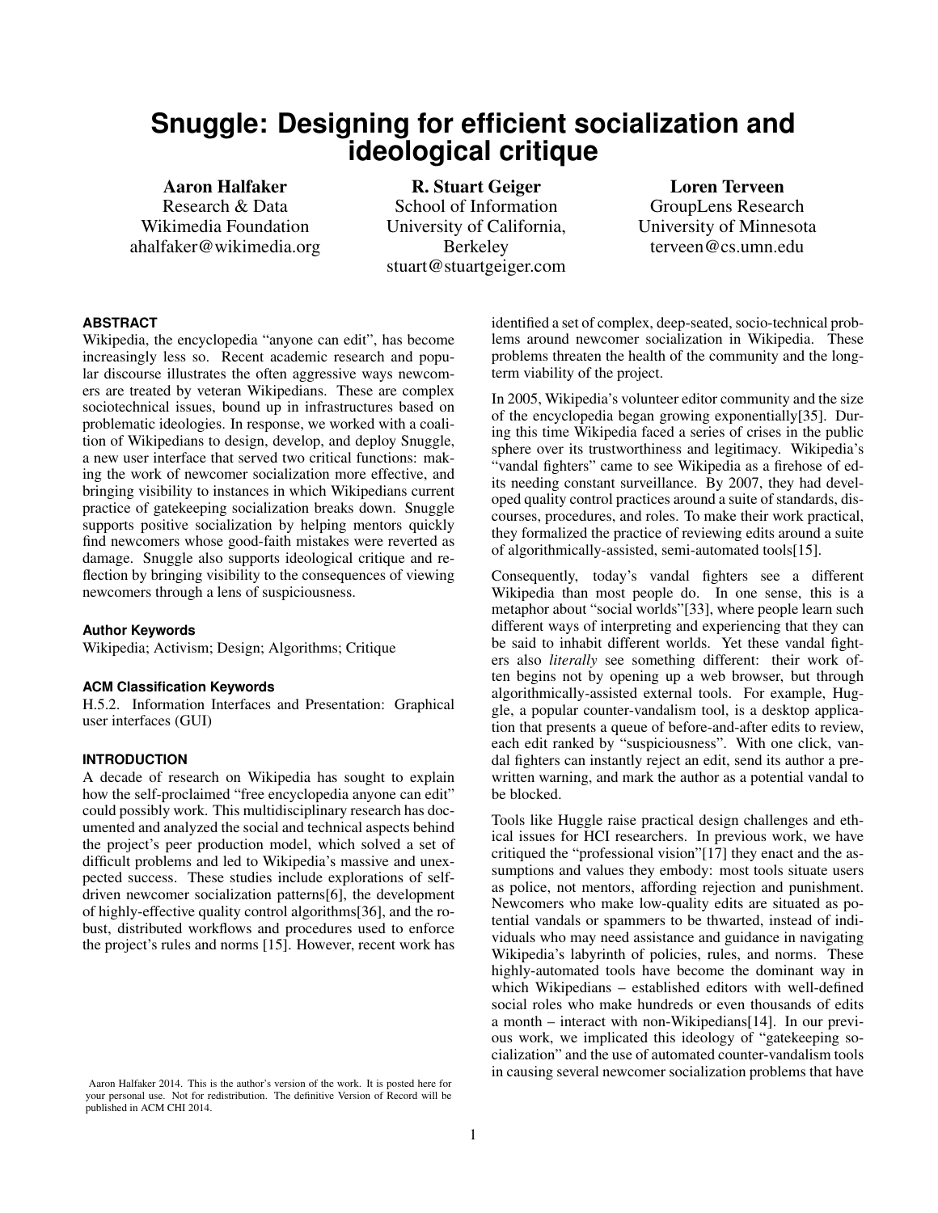# Snuggle: Designing for efficient socialization and ideological critique

**Aaron Halfaker**
Research & Data
Wikimedia Foundation
ahalfaker@wikimedia.org

**R. Stuart Geiger**
School of Information
University of California, Berkeley
stuart@stuartgeiger.com

**Loren Terveen**
GroupLens Research
University of Minnesota
terveen@cs.umn.edu

## ABSTRACT

Wikipedia, the encyclopedia "anyone can edit", has become increasingly less so. Recent academic research and popular discourse illustrates the often aggressive ways newcomers are treated by veteran Wikipedians. These are complex sociotechnical issues, bound up in infrastructures based on problematic ideologies. In response, we worked with a coalition of Wikipedians to design, develop, and deploy Snuggle, a new user interface that served two critical functions: making the work of newcomer socialization more effective, and bringing visibility to instances in which Wikipedians current practice of gatekeeping socialization breaks down. Snuggle supports positive socialization by helping mentors quickly find newcomers whose good-faith mistakes were reverted as damage. Snuggle also supports ideological critique and reflection by bringing visibility to the consequences of viewing newcomers through a lens of suspiciousness.

### Author Keywords

Wikipedia; Activism; Design; Algorithms; Critique

### ACM Classification Keywords

H.5.2. Information Interfaces and Presentation: Graphical user interfaces (GUI)

## INTRODUCTION

A decade of research on Wikipedia has sought to explain how the self-proclaimed "free encyclopedia anyone can edit" could possibly work. This multidisciplinary research has documented and analyzed the social and technical aspects behind the project's peer production model, which solved a set of difficult problems and led to Wikipedia's massive and unexpected success. These studies include explorations of self-driven newcomer socialization patterns[6], the development of highly-effective quality control algorithms[36], and the robust, distributed workflows and procedures used to enforce the project's rules and norms [15]. However, recent work has identified a set of complex, deep-seated, socio-technical problems around newcomer socialization in Wikipedia. These problems threaten the health of the community and the long-term viability of the project.

In 2005, Wikipedia's volunteer editor community and the size of the encyclopedia began growing exponentially[35]. During this time Wikipedia faced a series of crises in the public sphere over its trustworthiness and legitimacy. Wikipedia's "vandal fighters" came to see Wikipedia as a firehose of edits needing constant surveillance. By 2007, they had developed quality control practices around a suite of standards, discourses, procedures, and roles. To make their work practical, they formalized the practice of reviewing edits around a suite of algorithmically-assisted, semi-automated tools[15].

Consequently, today's vandal fighters see a different Wikipedia than most people do. In one sense, this is a metaphor about "social worlds"[33], where people learn such different ways of interpreting and experiencing that they can be said to inhabit different worlds. Yet these vandal fighters also *literally* see something different: their work often begins not by opening up a web browser, but through algorithmically-assisted external tools. For example, Huggle, a popular counter-vandalism tool, is a desktop application that presents a queue of before-and-after edits to review, each edit ranked by "suspiciousness". With one click, vandal fighters can instantly reject an edit, send its author a pre-written warning, and mark the author as a potential vandal to be blocked.

Tools like Huggle raise practical design challenges and ethical issues for HCI researchers. In previous work, we have critiqued the "professional vision"[17] they enact and the assumptions and values they embody: most tools situate users as police, not mentors, affording rejection and punishment. Newcomers who make low-quality edits are situated as potential vandals or spammers to be thwarted, instead of individuals who may need assistance and guidance in navigating Wikipedia's labyrinth of policies, rules, and norms. These highly-automated tools have become the dominant way in which Wikipedians – established editors with well-defined social roles who make hundreds or even thousands of edits a month – interact with non-Wikipedians[14]. In our previous work, we implicated this ideology of "gatekeeping socialization" and the use of automated counter-vandalism tools in causing several newcomer socialization problems that have

Aaron Halfaker 2014. This is the author's version of the work. It is posted here for your personal use. Not for redistribution. The definitive Version of Record will be published in ACM CHI 2014.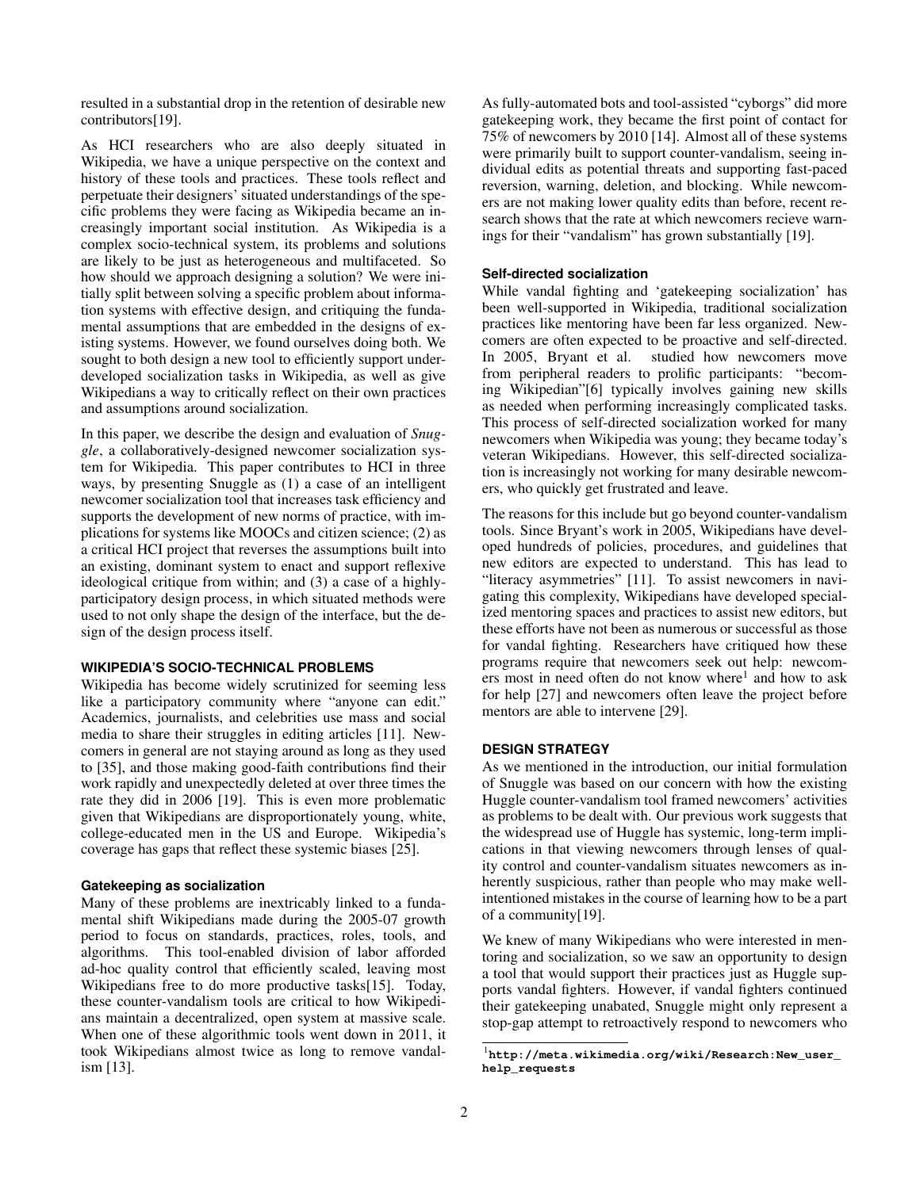resulted in a substantial drop in the retention of desirable new contributors[19].

As HCI researchers who are also deeply situated in Wikipedia, we have a unique perspective on the context and history of these tools and practices. These tools reflect and perpetuate their designers' situated understandings of the specific problems they were facing as Wikipedia became an increasingly important social institution. As Wikipedia is a complex socio-technical system, its problems and solutions are likely to be just as heterogeneous and multifaceted. So how should we approach designing a solution? We were initially split between solving a specific problem about information systems with effective design, and critiquing the fundamental assumptions that are embedded in the designs of existing systems. However, we found ourselves doing both. We sought to both design a new tool to efficiently support underdeveloped socialization tasks in Wikipedia, as well as give Wikipedians a way to critically reflect on their own practices and assumptions around socialization.

In this paper, we describe the design and evaluation of *Snuggle*, a collaboratively-designed newcomer socialization system for Wikipedia. This paper contributes to HCI in three ways, by presenting Snuggle as (1) a case of an intelligent newcomer socialization tool that increases task efficiency and supports the development of new norms of practice, with implications for systems like MOOCs and citizen science; (2) as a critical HCI project that reverses the assumptions built into an existing, dominant system to enact and support reflexive ideological critique from within; and (3) a case of a highly-participatory design process, in which situated methods were used to not only shape the design of the interface, but the design of the design process itself.

## WIKIPEDIA'S SOCIO-TECHNICAL PROBLEMS

Wikipedia has become widely scrutinized for seeming less like a participatory community where "anyone can edit." Academics, journalists, and celebrities use mass and social media to share their struggles in editing articles [11]. Newcomers in general are not staying around as long as they used to [35], and those making good-faith contributions find their work rapidly and unexpectedly deleted at over three times the rate they did in 2006 [19]. This is even more problematic given that Wikipedians are disproportionately young, white, college-educated men in the US and Europe. Wikipedia's coverage has gaps that reflect these systemic biases [25].

### Gatekeeping as socialization

Many of these problems are inextricably linked to a fundamental shift Wikipedians made during the 2005-07 growth period to focus on standards, practices, roles, tools, and algorithms. This tool-enabled division of labor afforded ad-hoc quality control that efficiently scaled, leaving most Wikipedians free to do more productive tasks[15]. Today, these counter-vandalism tools are critical to how Wikipedians maintain a decentralized, open system at massive scale. When one of these algorithmic tools went down in 2011, it took Wikipedians almost twice as long to remove vandalism [13].

As fully-automated bots and tool-assisted "cyborgs" did more gatekeeping work, they became the first point of contact for 75% of newcomers by 2010 [14]. Almost all of these systems were primarily built to support counter-vandalism, seeing individual edits as potential threats and supporting fast-paced reversion, warning, deletion, and blocking. While newcomers are not making lower quality edits than before, recent research shows that the rate at which newcomers recieve warnings for their "vandalism" has grown substantially [19].

### Self-directed socialization

While vandal fighting and 'gatekeeping socialization' has been well-supported in Wikipedia, traditional socialization practices like mentoring have been far less organized. Newcomers are often expected to be proactive and self-directed. In 2005, Bryant et al. studied how newcomers move from peripheral readers to prolific participants: "becoming Wikipedian"[6] typically involves gaining new skills as needed when performing increasingly complicated tasks. This process of self-directed socialization worked for many newcomers when Wikipedia was young; they became today's veteran Wikipedians. However, this self-directed socialization is increasingly not working for many desirable newcomers, who quickly get frustrated and leave.

The reasons for this include but go beyond counter-vandalism tools. Since Bryant's work in 2005, Wikipedians have developed hundreds of policies, procedures, and guidelines that new editors are expected to understand. This has lead to "literacy asymmetries" [11]. To assist newcomers in navigating this complexity, Wikipedians have developed specialized mentoring spaces and practices to assist new editors, but these efforts have not been as numerous or successful as those for vandal fighting. Researchers have critiqued how these programs require that newcomers seek out help: newcomers most in need often do not know where[1] and how to ask for help [27] and newcomers often leave the project before mentors are able to intervene [29].

## DESIGN STRATEGY

As we mentioned in the introduction, our initial formulation of Snuggle was based on our concern with how the existing Huggle counter-vandalism tool framed newcomers' activities as problems to be dealt with. Our previous work suggests that the widespread use of Huggle has systemic, long-term implications in that viewing newcomers through lenses of quality control and counter-vandalism situates newcomers as inherently suspicious, rather than people who may make well-intentioned mistakes in the course of learning how to be a part of a community[19].

We knew of many Wikipedians who were interested in mentoring and socialization, so we saw an opportunity to design a tool that would support their practices just as Huggle supports vandal fighters. However, if vandal fighters continued their gatekeeping unabated, Snuggle might only represent a stop-gap attempt to retroactively respond to newcomers who

[1] **http://meta.wikimedia.org/wiki/Research:New_user_help_requests**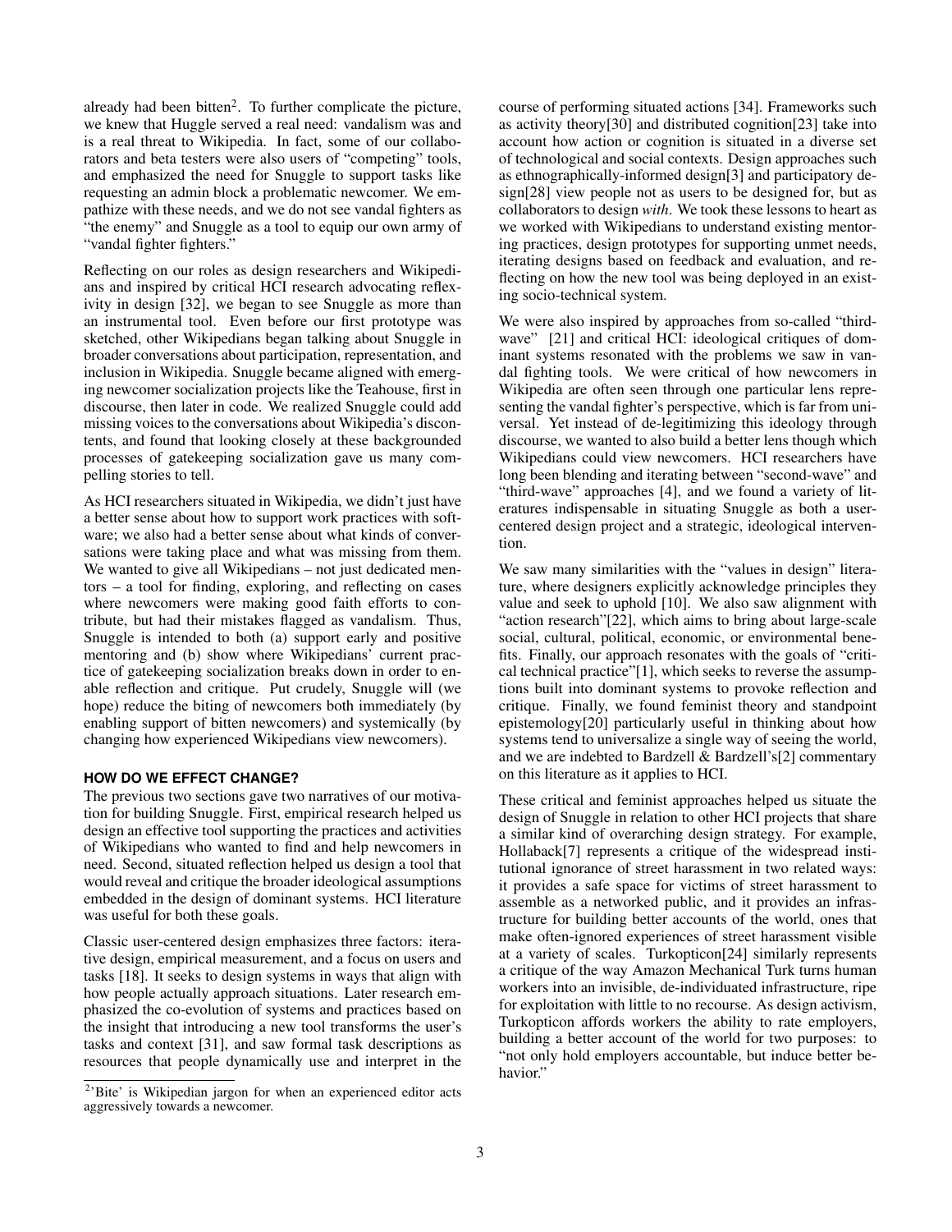already had been bitten[2]. To further complicate the picture, we knew that Huggle served a real need: vandalism was and is a real threat to Wikipedia. In fact, some of our collaborators and beta testers were also users of "competing" tools, and emphasized the need for Snuggle to support tasks like requesting an admin block a problematic newcomer. We empathize with these needs, and we do not see vandal fighters as "the enemy" and Snuggle as a tool to equip our own army of "vandal fighter fighters."

Reflecting on our roles as design researchers and Wikipedians and inspired by critical HCI research advocating reflexivity in design [32], we began to see Snuggle as more than an instrumental tool. Even before our first prototype was sketched, other Wikipedians began talking about Snuggle in broader conversations about participation, representation, and inclusion in Wikipedia. Snuggle became aligned with emerging newcomer socialization projects like the Teahouse, first in discourse, then later in code. We realized Snuggle could add missing voices to the conversations about Wikipedia's discontents, and found that looking closely at these backgrounded processes of gatekeeping socialization gave us many compelling stories to tell.

As HCI researchers situated in Wikipedia, we didn't just have a better sense about how to support work practices with software; we also had a better sense about what kinds of conversations were taking place and what was missing from them. We wanted to give all Wikipedians – not just dedicated mentors – a tool for finding, exploring, and reflecting on cases where newcomers were making good faith efforts to contribute, but had their mistakes flagged as vandalism. Thus, Snuggle is intended to both (a) support early and positive mentoring and (b) show where Wikipedians' current practice of gatekeeping socialization breaks down in order to enable reflection and critique. Put crudely, Snuggle will (we hope) reduce the biting of newcomers both immediately (by enabling support of bitten newcomers) and systemically (by changing how experienced Wikipedians view newcomers).

[2]'Bite' is Wikipedian jargon for when an experienced editor acts aggressively towards a newcomer.

### HOW DO WE EFFECT CHANGE?

The previous two sections gave two narratives of our motivation for building Snuggle. First, empirical research helped us design an effective tool supporting the practices and activities of Wikipedians who wanted to find and help newcomers in need. Second, situated reflection helped us design a tool that would reveal and critique the broader ideological assumptions embedded in the design of dominant systems. HCI literature was useful for both these goals.

Classic user-centered design emphasizes three factors: iterative design, empirical measurement, and a focus on users and tasks [18]. It seeks to design systems in ways that align with how people actually approach situations. Later research emphasized the co-evolution of systems and practices based on the insight that introducing a new tool transforms the user's tasks and context [31], and saw formal task descriptions as resources that people dynamically use and interpret in the course of performing situated actions [34]. Frameworks such as activity theory[30] and distributed cognition[23] take into account how action or cognition is situated in a diverse set of technological and social contexts. Design approaches such as ethnographically-informed design[3] and participatory design[28] view people not as users to be designed for, but as collaborators to design *with*. We took these lessons to heart as we worked with Wikipedians to understand existing mentoring practices, design prototypes for supporting unmet needs, iterating designs based on feedback and evaluation, and reflecting on how the new tool was being deployed in an existing socio-technical system.

We were also inspired by approaches from so-called "third-wave" [21] and critical HCI: ideological critiques of dominant systems resonated with the problems we saw in vandal fighting tools. We were critical of how newcomers in Wikipedia are often seen through one particular lens representing the vandal fighter's perspective, which is far from universal. Yet instead of de-legitimizing this ideology through discourse, we wanted to also build a better lens though which Wikipedians could view newcomers. HCI researchers have long been blending and iterating between "second-wave" and "third-wave" approaches [4], and we found a variety of literatures indispensable in situating Snuggle as both a user-centered design project and a strategic, ideological intervention.

We saw many similarities with the "values in design" literature, where designers explicitly acknowledge principles they value and seek to uphold [10]. We also saw alignment with "action research"[22], which aims to bring about large-scale social, cultural, political, economic, or environmental benefits. Finally, our approach resonates with the goals of "critical technical practice"[1], which seeks to reverse the assumptions built into dominant systems to provoke reflection and critique. Finally, we found feminist theory and standpoint epistemology[20] particularly useful in thinking about how systems tend to universalize a single way of seeing the world, and we are indebted to Bardzell & Bardzell's[2] commentary on this literature as it applies to HCI.

These critical and feminist approaches helped us situate the design of Snuggle in relation to other HCI projects that share a similar kind of overarching design strategy. For example, Hollaback[7] represents a critique of the widespread institutional ignorance of street harassment in two related ways: it provides a safe space for victims of street harassment to assemble as a networked public, and it provides an infrastructure for building better accounts of the world, ones that make often-ignored experiences of street harassment visible at a variety of scales. Turkopticon[24] similarly represents a critique of the way Amazon Mechanical Turk turns human workers into an invisible, de-individuated infrastructure, ripe for exploitation with little to no recourse. As design activism, Turkopticon affords workers the ability to rate employers, building a better account of the world for two purposes: to "not only hold employers accountable, but induce better behavior."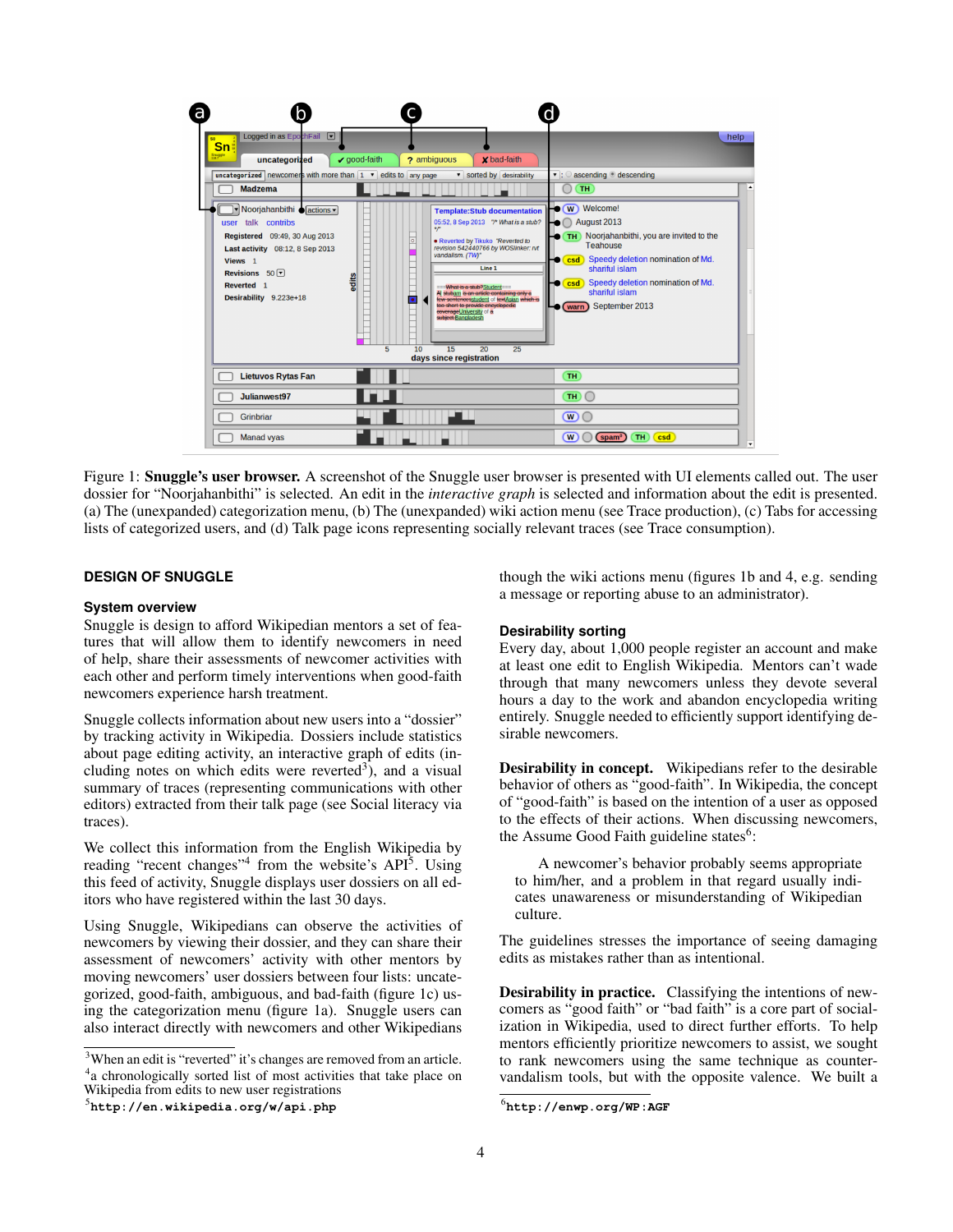Figure 1: **Snuggle's user browser.** A screenshot of the Snuggle user browser is presented with UI elements called out. The user dossier for "Noorjahanbithi" is selected. An edit in the *interactive graph* is selected and information about the edit is presented. (a) The (unexpanded) categorization menu, (b) The (unexpanded) wiki action menu (see Trace production), (c) Tabs for accessing lists of categorized users, and (d) Talk page icons representing socially relevant traces (see Trace consumption).

## DESIGN OF SNUGGLE

### System overview

Snuggle is design to afford Wikipedian mentors a set of features that will allow them to identify newcomers in need of help, share their assessments of newcomer activities with each other and perform timely interventions when good-faith newcomers experience harsh treatment.

Snuggle collects information about new users into a "dossier" by tracking activity in Wikipedia. Dossiers include statistics about page editing activity, an interactive graph of edits (including notes on which edits were reverted[3]), and a visual summary of traces (representing communications with other editors) extracted from their talk page (see Social literacy via traces).

We collect this information from the English Wikipedia by reading "recent changes"[4] from the website's API[5]. Using this feed of activity, Snuggle displays user dossiers on all editors who have registered within the last 30 days.

Using Snuggle, Wikipedians can observe the activities of newcomers by viewing their dossier, and they can share their assessment of newcomers' activity with other mentors by moving newcomers' user dossiers between four lists: uncategorized, good-faith, ambiguous, and bad-faith (figure 1c) using the categorization menu (figure 1a). Snuggle users can also interact directly with newcomers and other Wikipedians though the wiki actions menu (figures 1b and 4, e.g. sending a message or reporting abuse to an administrator).

[3] When an edit is "reverted" it's changes are removed from an article.

[4] a chronologically sorted list of most activities that take place on Wikipedia from edits to new user registrations

[5] `http://en.wikipedia.org/w/api.php`

### Desirability sorting

Every day, about 1,000 people register an account and make at least one edit to English Wikipedia. Mentors can't wade through that many newcomers unless they devote several hours a day to the work and abandon encyclopedia writing entirely. Snuggle needed to efficiently support identifying desirable newcomers.

**Desirability in concept.** Wikipedians refer to the desirable behavior of others as "good-faith". In Wikipedia, the concept of "good-faith" is based on the intention of a user as opposed to the effects of their actions. When discussing newcomers, the Assume Good Faith guideline states[6]:

> A newcomer's behavior probably seems appropriate to him/her, and a problem in that regard usually indicates unawareness or misunderstanding of Wikipedian culture.

The guidelines stresses the importance of seeing damaging edits as mistakes rather than as intentional.

**Desirability in practice.** Classifying the intentions of newcomers as "good faith" or "bad faith" is a core part of socialization in Wikipedia, used to direct further efforts. To help mentors efficiently prioritize newcomers to assist, we sought to rank newcomers using the same technique as counter-vandalism tools, but with the opposite valence. We built a

[6] `http://enwp.org/WP:AGF`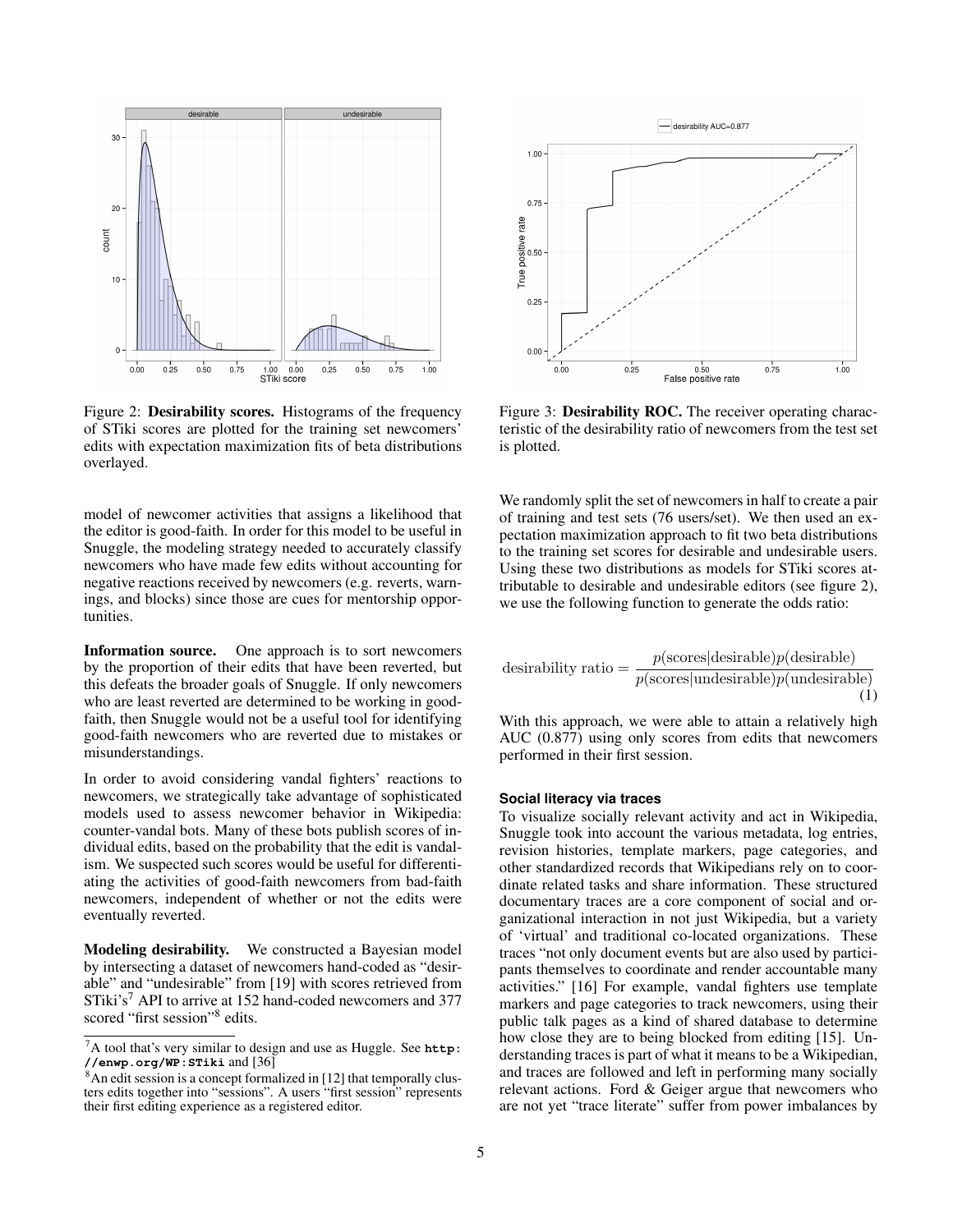Figure 2: **Desirability scores.** Histograms of the frequency of STiki scores are plotted for the training set newcomers' edits with expectation maximization fits of beta distributions overlayed.

Figure 3: **Desirability ROC.** The receiver operating characteristic of the desirability ratio of newcomers from the test set is plotted.

model of newcomer activities that assigns a likelihood that the editor is good-faith. In order for this model to be useful in Snuggle, the modeling strategy needed to accurately classify newcomers who have made few edits without accounting for negative reactions received by newcomers (e.g. reverts, warnings, and blocks) since those are cues for mentorship opportunities.

**Information source.** One approach is to sort newcomers by the proportion of their edits that have been reverted, but this defeats the broader goals of Snuggle. If only newcomers who are least reverted are determined to be working in good-faith, then Snuggle would not be a useful tool for identifying good-faith newcomers who are reverted due to mistakes or misunderstandings.

In order to avoid considering vandal fighters' reactions to newcomers, we strategically take advantage of sophisticated models used to assess newcomer behavior in Wikipedia: counter-vandal bots. Many of these bots publish scores of individual edits, based on the probability that the edit is vandalism. We suspected such scores would be useful for differentiating the activities of good-faith newcomers from bad-faith newcomers, independent of whether or not the edits were eventually reverted.

**Modeling desirability.** We constructed a Bayesian model by intersecting a dataset of newcomers hand-coded as "desirable" and "undesirable" from [19] with scores retrieved from STiki's[7] API to arrive at 152 hand-coded newcomers and 377 scored "first session"[8] edits.

We randomly split the set of newcomers in half to create a pair of training and test sets (76 users/set). We then used an expectation maximization approach to fit two beta distributions to the training set scores for desirable and undesirable users. Using these two distributions as models for STiki scores attributable to desirable and undesirable editors (see figure 2), we use the following function to generate the odds ratio:

$$\text{desirability ratio} = \frac{p(\text{scores}|\text{desirable})p(\text{desirable})}{p(\text{scores}|\text{undesirable})p(\text{undesirable})} \quad (1)$$

With this approach, we were able to attain a relatively high AUC (0.877) using only scores from edits that newcomers performed in their first session.

### Social literacy via traces

To visualize socially relevant activity and act in Wikipedia, Snuggle took into account the various metadata, log entries, revision histories, template markers, page categories, and other standardized records that Wikipedians rely on to coordinate related tasks and share information. These structured documentary traces are a core component of social and organizational interaction in not just Wikipedia, but a variety of 'virtual' and traditional co-located organizations. These traces "not only document events but are also used by participants themselves to coordinate and render accountable many activities." [16] For example, vandal fighters use template markers and page categories to track newcomers, using their public talk pages as a kind of shared database to determine how close they are to being blocked from editing [15]. Understanding traces is part of what it means to be a Wikipedian, and traces are followed and left in performing many socially relevant actions. Ford & Geiger argue that newcomers who are not yet "trace literate" suffer from power imbalances by

---

[7] A tool that's very similar to design and use as Huggle. See `http://enwp.org/WP:STiki` and [36]

[8] An edit session is a concept formalized in [12] that temporally clusters edits together into "sessions". A users "first session" represents their first editing experience as a registered editor.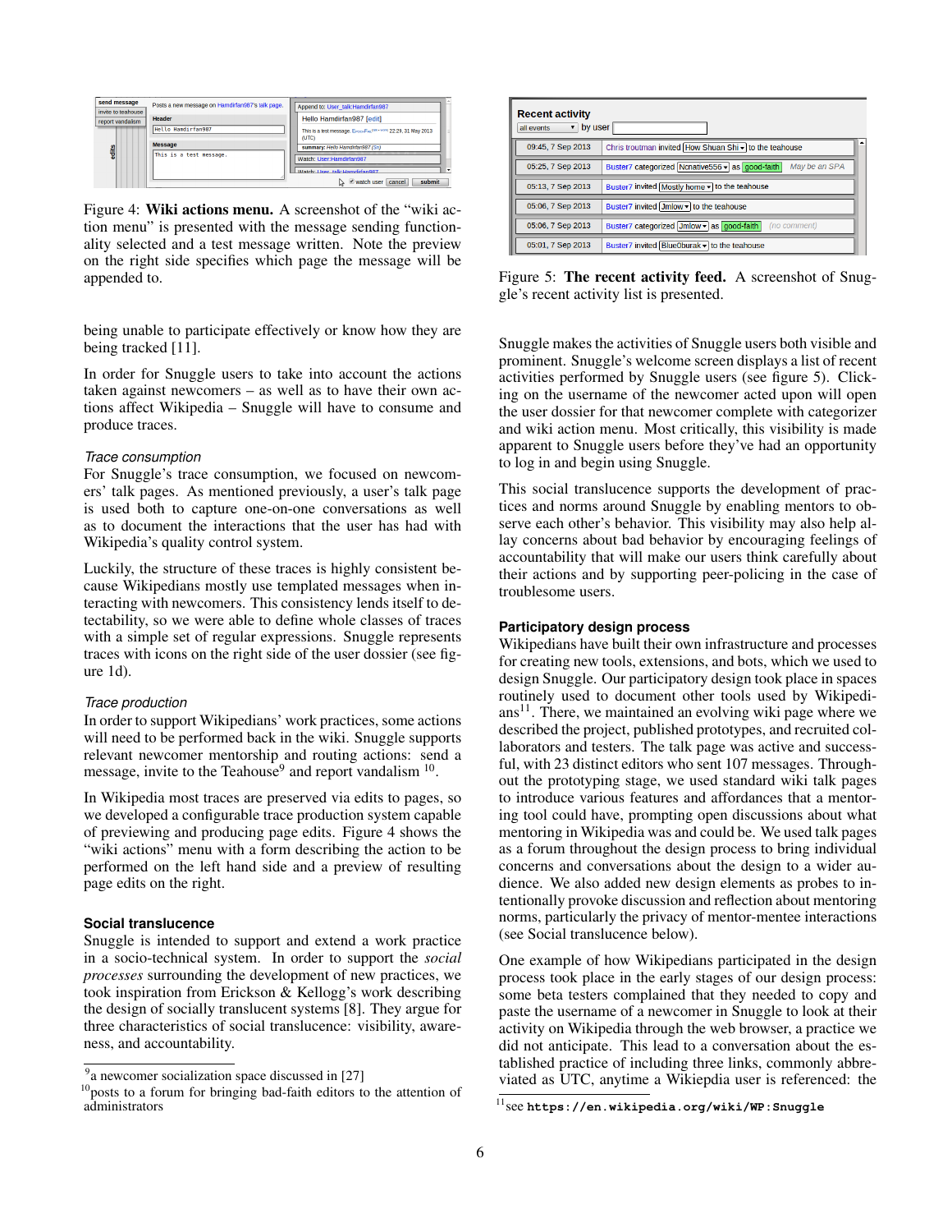Figure 4: **Wiki actions menu.** A screenshot of the "wiki action menu" is presented with the message sending functionality selected and a test message written. Note the preview on the right side specifies which page the message will be appended to.

being unable to participate effectively or know how they are being tracked [11].

In order for Snuggle users to take into account the actions taken against newcomers – as well as to have their own actions affect Wikipedia – Snuggle will have to consume and produce traces.

### *Trace consumption*

For Snuggle's trace consumption, we focused on newcomers' talk pages. As mentioned previously, a user's talk page is used both to capture one-on-one conversations as well as to document the interactions that the user has had with Wikipedia's quality control system.

Luckily, the structure of these traces is highly consistent because Wikipedians mostly use templated messages when interacting with newcomers. This consistency lends itself to detectability, so we were able to define whole classes of traces with a simple set of regular expressions. Snuggle represents traces with icons on the right side of the user dossier (see figure 1d).

### *Trace production*

In order to support Wikipedians' work practices, some actions will need to be performed back in the wiki. Snuggle supports relevant newcomer mentorship and routing actions: send a message, invite to the Teahouse[9] and report vandalism [10].

In Wikipedia most traces are preserved via edits to pages, so we developed a configurable trace production system capable of previewing and producing page edits. Figure 4 shows the "wiki actions" menu with a form describing the action to be performed on the left hand side and a preview of resulting page edits on the right.

## Social translucence

Snuggle is intended to support and extend a work practice in a socio-technical system. In order to support the *social processes* surrounding the development of new practices, we took inspiration from Erickson & Kellogg's work describing the design of socially translucent systems [8]. They argue for three characteristics of social translucence: visibility, awareness, and accountability.

[9] a newcomer socialization space discussed in [27]

[10] posts to a forum for bringing bad-faith editors to the attention of administrators

Figure 5: **The recent activity feed.** A screenshot of Snuggle's recent activity list is presented.

Snuggle makes the activities of Snuggle users both visible and prominent. Snuggle's welcome screen displays a list of recent activities performed by Snuggle users (see figure 5). Clicking on the username of the newcomer acted upon will open the user dossier for that newcomer complete with categorizer and wiki action menu. Most critically, this visibility is made apparent to Snuggle users before they've had an opportunity to log in and begin using Snuggle.

This social translucence supports the development of practices and norms around Snuggle by enabling mentors to observe each other's behavior. This visibility may also help allay concerns about bad behavior by encouraging feelings of accountability that will make our users think carefully about their actions and by supporting peer-policing in the case of troublesome users.

## Participatory design process

Wikipedians have built their own infrastructure and processes for creating new tools, extensions, and bots, which we used to design Snuggle. Our participatory design took place in spaces routinely used to document other tools used by Wikipedians[11]. There, we maintained an evolving wiki page where we described the project, published prototypes, and recruited collaborators and testers. The talk page was active and successful, with 23 distinct editors who sent 107 messages. Throughout the prototyping stage, we used standard wiki talk pages to introduce various features and affordances that a mentoring tool could have, prompting open discussions about what mentoring in Wikipedia was and could be. We used talk pages as a forum throughout the design process to bring individual concerns and conversations about the design to a wider audience. We also added new design elements as probes to intentionally provoke discussion and reflection about mentoring norms, particularly the privacy of mentor-mentee interactions (see Social translucence below).

One example of how Wikipedians participated in the design process took place in the early stages of our design process: some beta testers complained that they needed to copy and paste the username of a newcomer in Snuggle to look at their activity on Wikipedia through the web browser, a practice we did not anticipate. This lead to a conversation about the established practice of including three links, commonly abbreviated as UTC, anytime a Wikiepdia user is referenced: the

[11] see **https://en.wikipedia.org/wiki/WP:Snuggle**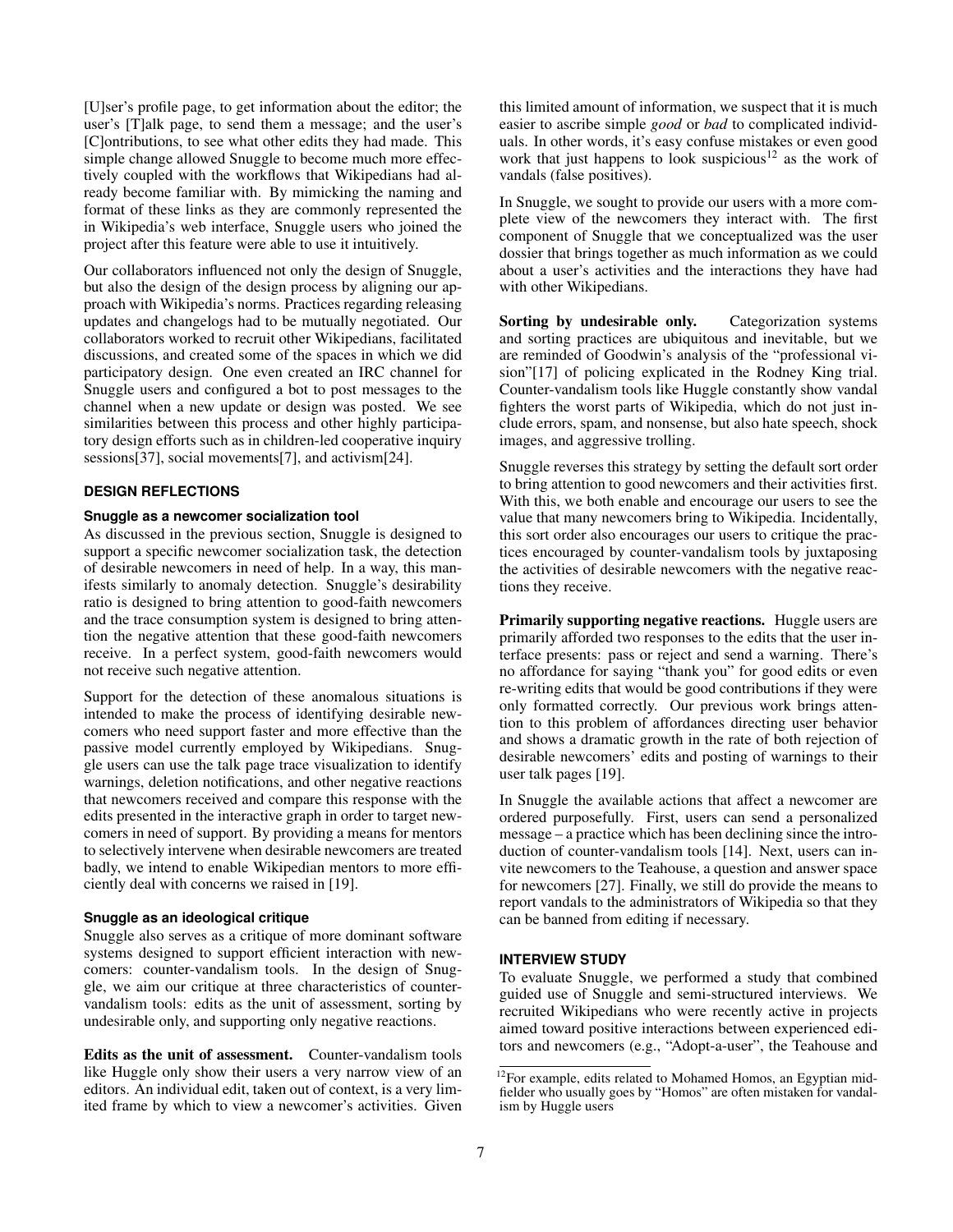[U]ser's profile page, to get information about the editor; the user's [T]alk page, to send them a message; and the user's [C]ontributions, to see what other edits they had made. This simple change allowed Snuggle to become much more effectively coupled with the workflows that Wikipedians had already become familiar with. By mimicking the naming and format of these links as they are commonly represented the in Wikipedia's web interface, Snuggle users who joined the project after this feature were able to use it intuitively.

Our collaborators influenced not only the design of Snuggle, but also the design of the design process by aligning our approach with Wikipedia's norms. Practices regarding releasing updates and changelogs had to be mutually negotiated. Our collaborators worked to recruit other Wikipedians, facilitated discussions, and created some of the spaces in which we did participatory design. One even created an IRC channel for Snuggle users and configured a bot to post messages to the channel when a new update or design was posted. We see similarities between this process and other highly participatory design efforts such as in children-led cooperative inquiry sessions[37], social movements[7], and activism[24].

## DESIGN REFLECTIONS

### Snuggle as a newcomer socialization tool

As discussed in the previous section, Snuggle is designed to support a specific newcomer socialization task, the detection of desirable newcomers in need of help. In a way, this manifests similarly to anomaly detection. Snuggle's desirability ratio is designed to bring attention to good-faith newcomers and the trace consumption system is designed to bring attention the negative attention that these good-faith newcomers receive. In a perfect system, good-faith newcomers would not receive such negative attention.

Support for the detection of these anomalous situations is intended to make the process of identifying desirable newcomers who need support faster and more effective than the passive model currently employed by Wikipedians. Snuggle users can use the talk page trace visualization to identify warnings, deletion notifications, and other negative reactions that newcomers received and compare this response with the edits presented in the interactive graph in order to target newcomers in need of support. By providing a means for mentors to selectively intervene when desirable newcomers are treated badly, we intend to enable Wikipedian mentors to more efficiently deal with concerns we raised in [19].

### Snuggle as an ideological critique

Snuggle also serves as a critique of more dominant software systems designed to support efficient interaction with newcomers: counter-vandalism tools. In the design of Snuggle, we aim our critique at three characteristics of counter-vandalism tools: edits as the unit of assessment, sorting by undesirable only, and supporting only negative reactions.

**Edits as the unit of assessment.** Counter-vandalism tools like Huggle only show their users a very narrow view of an editors. An individual edit, taken out of context, is a very limited frame by which to view a newcomer's activities. Given this limited amount of information, we suspect that it is much easier to ascribe simple *good* or *bad* to complicated individuals. In other words, it's easy confuse mistakes or even good work that just happens to look suspicious[12] as the work of vandals (false positives).

In Snuggle, we sought to provide our users with a more complete view of the newcomers they interact with. The first component of Snuggle that we conceptualized was the user dossier that brings together as much information as we could about a user's activities and the interactions they have had with other Wikipedians.

**Sorting by undesirable only.** Categorization systems and sorting practices are ubiquitous and inevitable, but we are reminded of Goodwin's analysis of the "professional vision"[17] of policing explicated in the Rodney King trial. Counter-vandalism tools like Huggle constantly show vandal fighters the worst parts of Wikipedia, which do not just include errors, spam, and nonsense, but also hate speech, shock images, and aggressive trolling.

Snuggle reverses this strategy by setting the default sort order to bring attention to good newcomers and their activities first. With this, we both enable and encourage our users to see the value that many newcomers bring to Wikipedia. Incidentally, this sort order also encourages our users to critique the practices encouraged by counter-vandalism tools by juxtaposing the activities of desirable newcomers with the negative reactions they receive.

**Primarily supporting negative reactions.** Huggle users are primarily afforded two responses to the edits that the user interface presents: pass or reject and send a warning. There's no affordance for saying "thank you" for good edits or even re-writing edits that would be good contributions if they were only formatted correctly. Our previous work brings attention to this problem of affordances directing user behavior and shows a dramatic growth in the rate of both rejection of desirable newcomers' edits and posting of warnings to their user talk pages [19].

In Snuggle the available actions that affect a newcomer are ordered purposefully. First, users can send a personalized message – a practice which has been declining since the introduction of counter-vandalism tools [14]. Next, users can invite newcomers to the Teahouse, a question and answer space for newcomers [27]. Finally, we still do provide the means to report vandals to the administrators of Wikipedia so that they can be banned from editing if necessary.

## INTERVIEW STUDY

To evaluate Snuggle, we performed a study that combined guided use of Snuggle and semi-structured interviews. We recruited Wikipedians who were recently active in projects aimed toward positive interactions between experienced editors and newcomers (e.g., "Adopt-a-user", the Teahouse and

[12] For example, edits related to Mohamed Homos, an Egyptian midfielder who usually goes by "Homos" are often mistaken for vandalism by Huggle users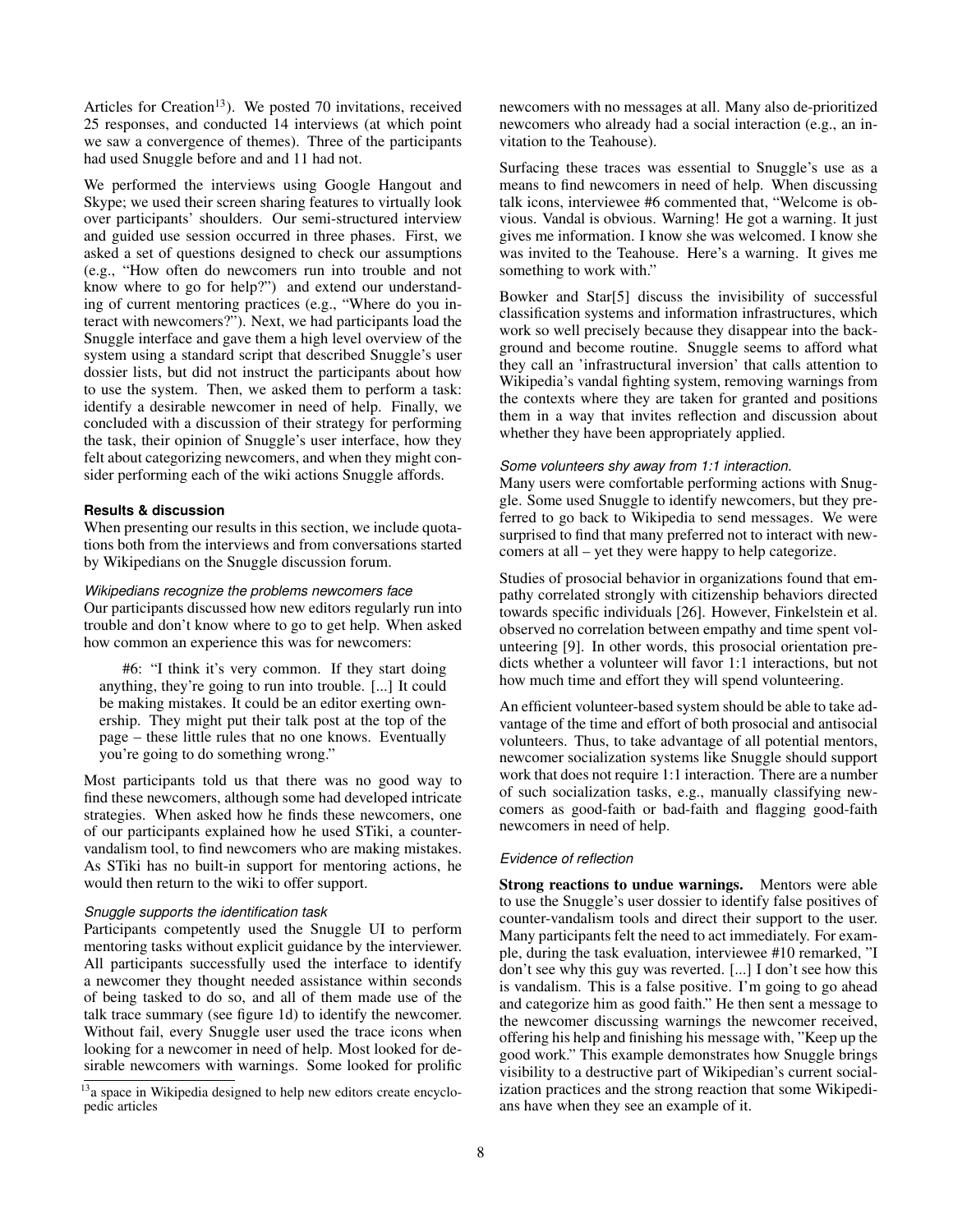Articles for Creation[13]). We posted 70 invitations, received 25 responses, and conducted 14 interviews (at which point we saw a convergence of themes). Three of the participants had used Snuggle before and and 11 had not.

We performed the interviews using Google Hangout and Skype; we used their screen sharing features to virtually look over participants' shoulders. Our semi-structured interview and guided use session occurred in three phases. First, we asked a set of questions designed to check our assumptions (e.g., "How often do newcomers run into trouble and not know where to go for help?") and extend our understanding of current mentoring practices (e.g., "Where do you interact with newcomers?"). Next, we had participants load the Snuggle interface and gave them a high level overview of the system using a standard script that described Snuggle's user dossier lists, but did not instruct the participants about how to use the system. Then, we asked them to perform a task: identify a desirable newcomer in need of help. Finally, we concluded with a discussion of their strategy for performing the task, their opinion of Snuggle's user interface, how they felt about categorizing newcomers, and when they might consider performing each of the wiki actions Snuggle affords.

### Results & discussion

When presenting our results in this section, we include quotations both from the interviews and from conversations started by Wikipedians on the Snuggle discussion forum.

#### *Wikipedians recognize the problems newcomers face*

Our participants discussed how new editors regularly run into trouble and don't know where to go to get help. When asked how common an experience this was for newcomers:

> #6: "I think it's very common. If they start doing anything, they're going to run into trouble. [...] It could be making mistakes. It could be an editor exerting ownership. They might put their talk post at the top of the page – these little rules that no one knows. Eventually you're going to do something wrong."

Most participants told us that there was no good way to find these newcomers, although some had developed intricate strategies. When asked how he finds these newcomers, one of our participants explained how he used STiki, a counter-vandalism tool, to find newcomers who are making mistakes. As STiki has no built-in support for mentoring actions, he would then return to the wiki to offer support.

#### *Snuggle supports the identification task*

Participants competently used the Snuggle UI to perform mentoring tasks without explicit guidance by the interviewer. All participants successfully used the interface to identify a newcomer they thought needed assistance within seconds of being tasked to do so, and all of them made use of the talk trace summary (see figure 1d) to identify the newcomer. Without fail, every Snuggle user used the trace icons when looking for a newcomer in need of help. Most looked for desirable newcomers with warnings. Some looked for prolific newcomers with no messages at all. Many also de-prioritized newcomers who already had a social interaction (e.g., an invitation to the Teahouse).

Surfacing these traces was essential to Snuggle's use as a means to find newcomers in need of help. When discussing talk icons, interviewee #6 commented that, "Welcome is obvious. Vandal is obvious. Warning! He got a warning. It just gives me information. I know she was welcomed. I know she was invited to the Teahouse. Here's a warning. It gives me something to work with."

Bowker and Star[5] discuss the invisibility of successful classification systems and information infrastructures, which work so well precisely because they disappear into the background and become routine. Snuggle seems to afford what they call an 'infrastructural inversion' that calls attention to Wikipedia's vandal fighting system, removing warnings from the contexts where they are taken for granted and positions them in a way that invites reflection and discussion about whether they have been appropriately applied.

#### *Some volunteers shy away from 1:1 interaction.*

Many users were comfortable performing actions with Snuggle. Some used Snuggle to identify newcomers, but they preferred to go back to Wikipedia to send messages. We were surprised to find that many preferred not to interact with newcomers at all – yet they were happy to help categorize.

Studies of prosocial behavior in organizations found that empathy correlated strongly with citizenship behaviors directed towards specific individuals [26]. However, Finkelstein et al. observed no correlation between empathy and time spent volunteering [9]. In other words, this prosocial orientation predicts whether a volunteer will favor 1:1 interactions, but not how much time and effort they will spend volunteering.

An efficient volunteer-based system should be able to take advantage of the time and effort of both prosocial and antisocial volunteers. Thus, to take advantage of all potential mentors, newcomer socialization systems like Snuggle should support work that does not require 1:1 interaction. There are a number of such socialization tasks, e.g., manually classifying newcomers as good-faith or bad-faith and flagging good-faith newcomers in need of help.

#### *Evidence of reflection*

**Strong reactions to undue warnings.** Mentors were able to use the Snuggle's user dossier to identify false positives of counter-vandalism tools and direct their support to the user. Many participants felt the need to act immediately. For example, during the task evaluation, interviewee #10 remarked, "I don't see why this guy was reverted. [...] I don't see how this is vandalism. This is a false positive. I'm going to go ahead and categorize him as good faith." He then sent a message to the newcomer discussing warnings the newcomer received, offering his help and finishing his message with, "Keep up the good work." This example demonstrates how Snuggle brings visibility to a destructive part of Wikipedian's current socialization practices and the strong reaction that some Wikipedians have when they see an example of it.

[13] a space in Wikipedia designed to help new editors create encyclopedic articles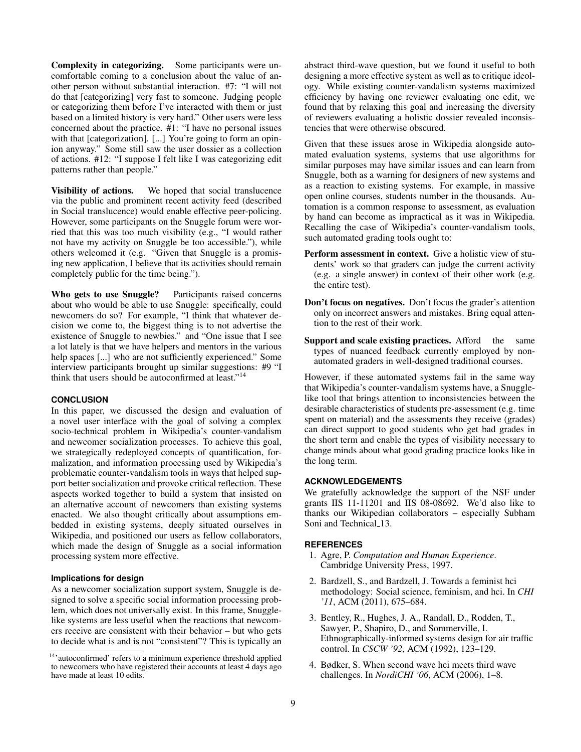**Complexity in categorizing.** Some participants were uncomfortable coming to a conclusion about the value of another person without substantial interaction. #7: "I will not do that [categorizing] very fast to someone. Judging people or categorizing them before I've interacted with them or just based on a limited history is very hard." Other users were less concerned about the practice. #1: "I have no personal issues with that [categorization]. [...] You're going to form an opinion anyway." Some still saw the user dossier as a collection of actions. #12: "I suppose I felt like I was categorizing edit patterns rather than people."

**Visibility of actions.** We hoped that social translucence via the public and prominent recent activity feed (described in Social translucence) would enable effective peer-policing. However, some participants on the Snuggle forum were worried that this was too much visibility (e.g., "I would rather not have my activity on Snuggle be too accessible."), while others welcomed it (e.g. "Given that Snuggle is a promising new application, I believe that its activities should remain completely public for the time being.").

**Who gets to use Snuggle?** Participants raised concerns about who would be able to use Snuggle: specifically, could newcomers do so? For example, "I think that whatever decision we come to, the biggest thing is to not advertise the existence of Snuggle to newbies." and "One issue that I see a lot lately is that we have helpers and mentors in the various help spaces [...] who are not sufficiently experienced." Some interview participants brought up similar suggestions: #9 "I think that users should be autoconfirmed at least."[14]

## CONCLUSION

In this paper, we discussed the design and evaluation of a novel user interface with the goal of solving a complex socio-technical problem in Wikipedia's counter-vandalism and newcomer socialization processes. To achieve this goal, we strategically redeployed concepts of quantification, formalization, and information processing used by Wikipedia's problematic counter-vandalism tools in ways that helped support better socialization and provoke critical reflection. These aspects worked together to build a system that insisted on an alternative account of newcomers than existing systems enacted. We also thought critically about assumptions embedded in existing systems, deeply situated ourselves in Wikipedia, and positioned our users as fellow collaborators, which made the design of Snuggle as a social information processing system more effective.

### Implications for design

As a newcomer socialization support system, Snuggle is designed to solve a specific social information processing problem, which does not universally exist. In this frame, Snuggle-like systems are less useful when the reactions that newcomers receive are consistent with their behavior – but who gets to decide what is and is not "consistent"? This is typically an abstract third-wave question, but we found it useful to both designing a more effective system as well as to critique ideology. While existing counter-vandalism systems maximized efficiency by having one reviewer evaluating one edit, we found that by relaxing this goal and increasing the diversity of reviewers evaluating a holistic dossier revealed inconsistencies that were otherwise obscured.

Given that these issues arose in Wikipedia alongside automated evaluation systems, systems that use algorithms for similar purposes may have similar issues and can learn from Snuggle, both as a warning for designers of new systems and as a reaction to existing systems. For example, in massive open online courses, students number in the thousands. Automation is a common response to assessment, as evaluation by hand can become as impractical as it was in Wikipedia. Recalling the case of Wikipedia's counter-vandalism tools, such automated grading tools ought to:

- **Perform assessment in context.** Give a holistic view of students' work so that graders can judge the current activity (e.g. a single answer) in context of their other work (e.g. the entire test).
- **Don't focus on negatives.** Don't focus the grader's attention only on incorrect answers and mistakes. Bring equal attention to the rest of their work.
- **Support and scale existing practices.** Afford the same types of nuanced feedback currently employed by non-automated graders in well-designed traditional courses.

However, if these automated systems fail in the same way that Wikipedia's counter-vandalism systems have, a Snuggle-like tool that brings attention to inconsistencies between the desirable characteristics of students pre-assessment (e.g. time spent on material) and the assessments they receive (grades) can direct support to good students who get bad grades in the short term and enable the types of visibility necessary to change minds about what good grading practice looks like in the long term.

## ACKNOWLEDGEMENTS

We gratefully acknowledge the support of the NSF under grants IIS 11-11201 and IIS 08-08692. We'd also like to thanks our Wikipedian collaborators – especially Subham Soni and Technical_13.

## REFERENCES

1. Agre, P. *Computation and Human Experience*. Cambridge University Press, 1997.
2. Bardzell, S., and Bardzell, J. Towards a feminist hci methodology: Social science, feminism, and hci. In *CHI '11*, ACM (2011), 675–684.
3. Bentley, R., Hughes, J. A., Randall, D., Rodden, T., Sawyer, P., Shapiro, D., and Sommerville, I. Ethnographically-informed systems design for air traffic control. In *CSCW '92*, ACM (1992), 123–129.
4. Bødker, S. When second wave hci meets third wave challenges. In *NordiCHI '06*, ACM (2006), 1–8.

[14] 'autoconfirmed' refers to a minimum experience threshold applied to newcomers who have registered their accounts at least 4 days ago have made at least 10 edits.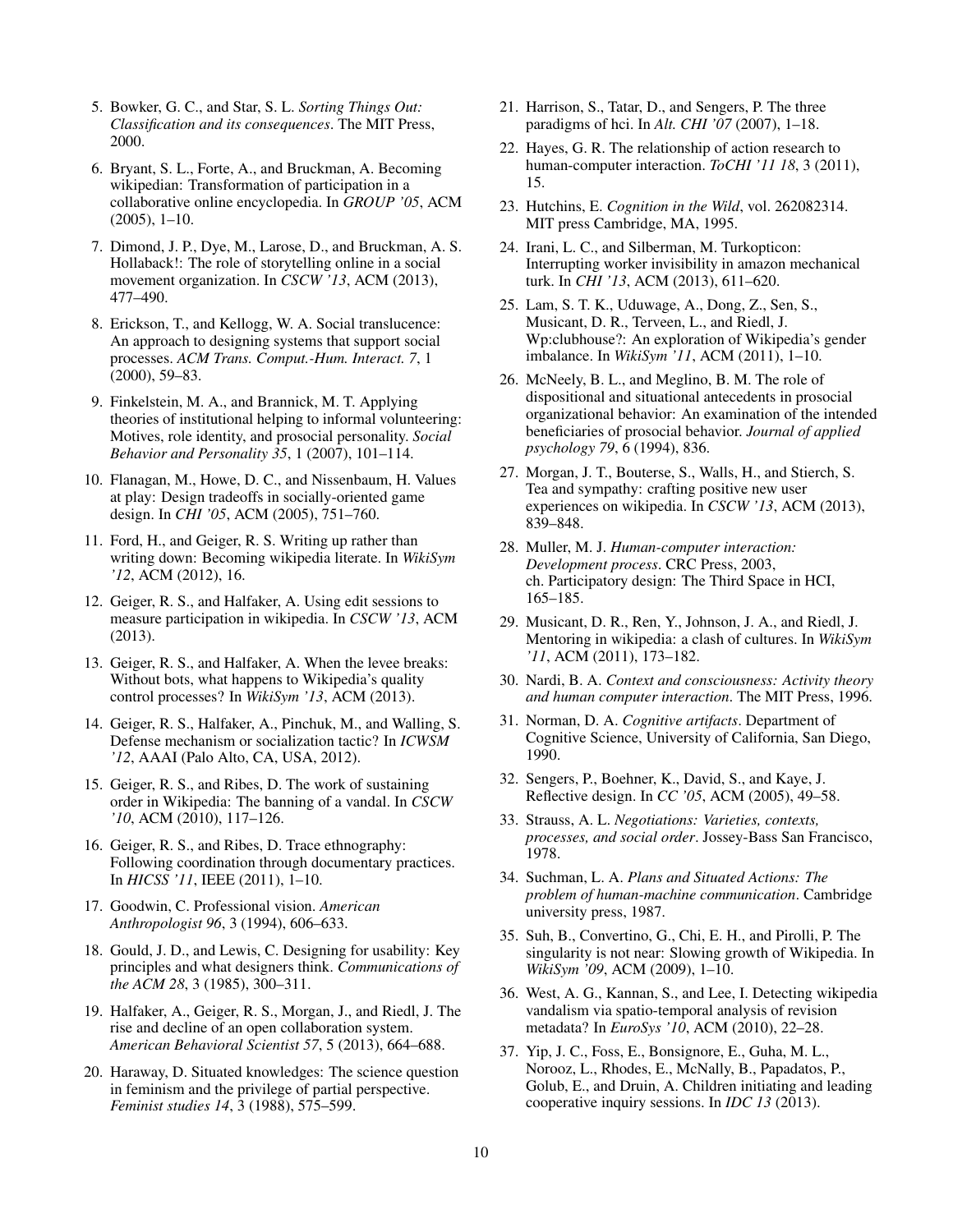5. Bowker, G. C., and Star, S. L. *Sorting Things Out: Classification and its consequences*. The MIT Press, 2000.

6. Bryant, S. L., Forte, A., and Bruckman, A. Becoming wikipedian: Transformation of participation in a collaborative online encyclopedia. In *GROUP '05*, ACM (2005), 1–10.

7. Dimond, J. P., Dye, M., Larose, D., and Bruckman, A. S. Hollaback!: The role of storytelling online in a social movement organization. In *CSCW '13*, ACM (2013), 477–490.

8. Erickson, T., and Kellogg, W. A. Social translucence: An approach to designing systems that support social processes. *ACM Trans. Comput.-Hum. Interact. 7*, 1 (2000), 59–83.

9. Finkelstein, M. A., and Brannick, M. T. Applying theories of institutional helping to informal volunteering: Motives, role identity, and prosocial personality. *Social Behavior and Personality 35*, 1 (2007), 101–114.

10. Flanagan, M., Howe, D. C., and Nissenbaum, H. Values at play: Design tradeoffs in socially-oriented game design. In *CHI '05*, ACM (2005), 751–760.

11. Ford, H., and Geiger, R. S. Writing up rather than writing down: Becoming wikipedia literate. In *WikiSym '12*, ACM (2012), 16.

12. Geiger, R. S., and Halfaker, A. Using edit sessions to measure participation in wikipedia. In *CSCW '13*, ACM (2013).

13. Geiger, R. S., and Halfaker, A. When the levee breaks: Without bots, what happens to Wikipedia's quality control processes? In *WikiSym '13*, ACM (2013).

14. Geiger, R. S., Halfaker, A., Pinchuk, M., and Walling, S. Defense mechanism or socialization tactic? In *ICWSM '12*, AAAI (Palo Alto, CA, USA, 2012).

15. Geiger, R. S., and Ribes, D. The work of sustaining order in Wikipedia: The banning of a vandal. In *CSCW '10*, ACM (2010), 117–126.

16. Geiger, R. S., and Ribes, D. Trace ethnography: Following coordination through documentary practices. In *HICSS '11*, IEEE (2011), 1–10.

17. Goodwin, C. Professional vision. *American Anthropologist 96*, 3 (1994), 606–633.

18. Gould, J. D., and Lewis, C. Designing for usability: Key principles and what designers think. *Communications of the ACM 28*, 3 (1985), 300–311.

19. Halfaker, A., Geiger, R. S., Morgan, J., and Riedl, J. The rise and decline of an open collaboration system. *American Behavioral Scientist 57*, 5 (2013), 664–688.

20. Haraway, D. Situated knowledges: The science question in feminism and the privilege of partial perspective. *Feminist studies 14*, 3 (1988), 575–599.

21. Harrison, S., Tatar, D., and Sengers, P. The three paradigms of hci. In *Alt. CHI '07* (2007), 1–18.

22. Hayes, G. R. The relationship of action research to human-computer interaction. *ToCHI '11 18*, 3 (2011), 15.

23. Hutchins, E. *Cognition in the Wild*, vol. 262082314. MIT press Cambridge, MA, 1995.

24. Irani, L. C., and Silberman, M. Turkopticon: Interrupting worker invisibility in amazon mechanical turk. In *CHI '13*, ACM (2013), 611–620.

25. Lam, S. T. K., Uduwage, A., Dong, Z., Sen, S., Musicant, D. R., Terveen, L., and Riedl, J. Wp:clubhouse?: An exploration of Wikipedia's gender imbalance. In *WikiSym '11*, ACM (2011), 1–10.

26. McNeely, B. L., and Meglino, B. M. The role of dispositional and situational antecedents in prosocial organizational behavior: An examination of the intended beneficiaries of prosocial behavior. *Journal of applied psychology 79*, 6 (1994), 836.

27. Morgan, J. T., Bouterse, S., Walls, H., and Stierch, S. Tea and sympathy: crafting positive new user experiences on wikipedia. In *CSCW '13*, ACM (2013), 839–848.

28. Muller, M. J. *Human-computer interaction: Development process*. CRC Press, 2003, ch. Participatory design: The Third Space in HCI, 165–185.

29. Musicant, D. R., Ren, Y., Johnson, J. A., and Riedl, J. Mentoring in wikipedia: a clash of cultures. In *WikiSym '11*, ACM (2011), 173–182.

30. Nardi, B. A. *Context and consciousness: Activity theory and human computer interaction*. The MIT Press, 1996.

31. Norman, D. A. *Cognitive artifacts*. Department of Cognitive Science, University of California, San Diego, 1990.

32. Sengers, P., Boehner, K., David, S., and Kaye, J. Reflective design. In *CC '05*, ACM (2005), 49–58.

33. Strauss, A. L. *Negotiations: Varieties, contexts, processes, and social order*. Jossey-Bass San Francisco, 1978.

34. Suchman, L. A. *Plans and Situated Actions: The problem of human-machine communication*. Cambridge university press, 1987.

35. Suh, B., Convertino, G., Chi, E. H., and Pirolli, P. The singularity is not near: Slowing growth of Wikipedia. In *WikiSym '09*, ACM (2009), 1–10.

36. West, A. G., Kannan, S., and Lee, I. Detecting wikipedia vandalism via spatio-temporal analysis of revision metadata? In *EuroSys '10*, ACM (2010), 22–28.

37. Yip, J. C., Foss, E., Bonsignore, E., Guha, M. L., Norooz, L., Rhodes, E., McNally, B., Papadatos, P., Golub, E., and Druin, A. Children initiating and leading cooperative inquiry sessions. In *IDC 13* (2013).